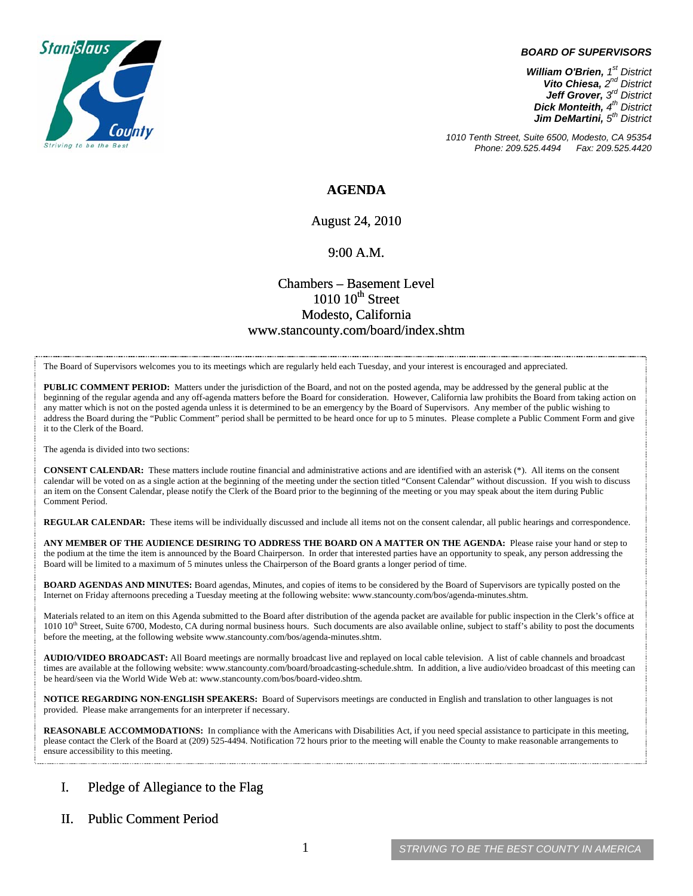**BOARD OF SUPERVISORS**

*William O'Brien, 1st District*
*Vito Chiesa, 2nd District*
*Jeff Grover, 3rd District*
*Dick Monteith, 4th District*
*Jim DeMartini, 5th District*

*1010 Tenth Street, Suite 6500, Modesto, CA 95354*
*Phone: 209.525.4494 Fax: 209.525.4420*

# AGENDA

August 24, 2010

9:00 A.M.

Chambers – Basement Level
1010 10th Street
Modesto, California
www.stancounty.com/board/index.shtm

The Board of Supervisors welcomes you to its meetings which are regularly held each Tuesday, and your interest is encouraged and appreciated.

**PUBLIC COMMENT PERIOD:** Matters under the jurisdiction of the Board, and not on the posted agenda, may be addressed by the general public at the beginning of the regular agenda and any off-agenda matters before the Board for consideration. However, California law prohibits the Board from taking action on any matter which is not on the posted agenda unless it is determined to be an emergency by the Board of Supervisors. Any member of the public wishing to address the Board during the "Public Comment" period shall be permitted to be heard once for up to 5 minutes. Please complete a Public Comment Form and give it to the Clerk of the Board.

The agenda is divided into two sections:

**CONSENT CALENDAR:** These matters include routine financial and administrative actions and are identified with an asterisk (*). All items on the consent calendar will be voted on as a single action at the beginning of the meeting under the section titled "Consent Calendar" without discussion. If you wish to discuss an item on the Consent Calendar, please notify the Clerk of the Board prior to the beginning of the meeting or you may speak about the item during Public Comment Period.

**REGULAR CALENDAR:** These items will be individually discussed and include all items not on the consent calendar, all public hearings and correspondence.

**ANY MEMBER OF THE AUDIENCE DESIRING TO ADDRESS THE BOARD ON A MATTER ON THE AGENDA:** Please raise your hand or step to the podium at the time the item is announced by the Board Chairperson. In order that interested parties have an opportunity to speak, any person addressing the Board will be limited to a maximum of 5 minutes unless the Chairperson of the Board grants a longer period of time.

**BOARD AGENDAS AND MINUTES:** Board agendas, Minutes, and copies of items to be considered by the Board of Supervisors are typically posted on the Internet on Friday afternoons preceding a Tuesday meeting at the following website: www.stancounty.com/bos/agenda-minutes.shtm.

Materials related to an item on this Agenda submitted to the Board after distribution of the agenda packet are available for public inspection in the Clerk's office at 1010 10th Street, Suite 6700, Modesto, CA during normal business hours. Such documents are also available online, subject to staff's ability to post the documents before the meeting, at the following website www.stancounty.com/bos/agenda-minutes.shtm.

**AUDIO/VIDEO BROADCAST:** All Board meetings are normally broadcast live and replayed on local cable television. A list of cable channels and broadcast times are available at the following website: www.stancounty.com/board/broadcasting-schedule.shtm. In addition, a live audio/video broadcast of this meeting can be heard/seen via the World Wide Web at: www.stancounty.com/bos/board-video.shtm.

**NOTICE REGARDING NON-ENGLISH SPEAKERS:** Board of Supervisors meetings are conducted in English and translation to other languages is not provided. Please make arrangements for an interpreter if necessary.

**REASONABLE ACCOMMODATIONS:** In compliance with the Americans with Disabilities Act, if you need special assistance to participate in this meeting, please contact the Clerk of the Board at (209) 525-4494. Notification 72 hours prior to the meeting will enable the County to make reasonable arrangements to ensure accessibility to this meeting.

## I. Pledge of Allegiance to the Flag

## II. Public Comment Period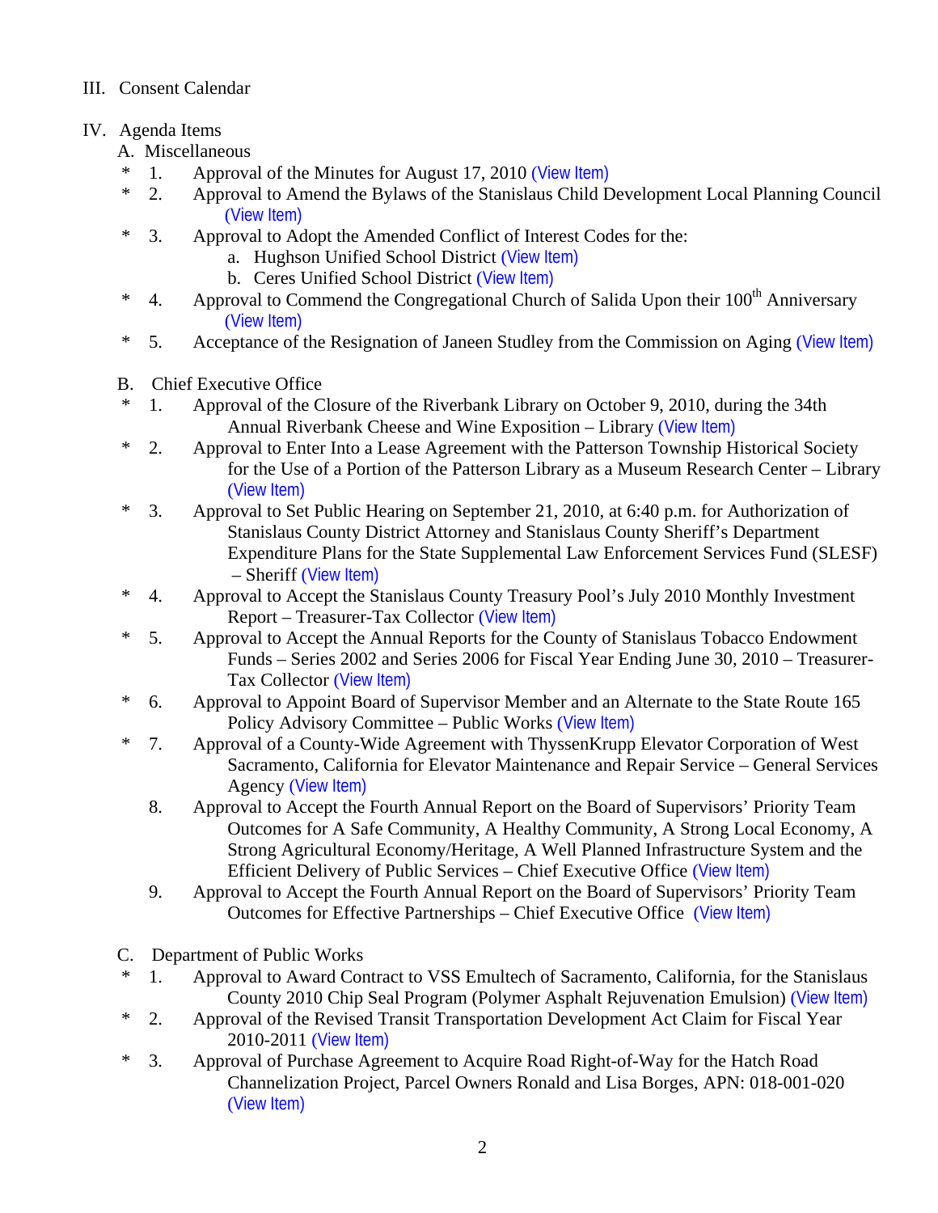III. Consent Calendar

IV. Agenda Items

A. Miscellaneous

- \* 1. Approval of the Minutes for August 17, 2010 (View Item)
- \* 2. Approval to Amend the Bylaws of the Stanislaus Child Development Local Planning Council (View Item)
- \* 3. Approval to Adopt the Amended Conflict of Interest Codes for the:
  - a. Hughson Unified School District (View Item)
  - b. Ceres Unified School District (View Item)
- \* 4. Approval to Commend the Congregational Church of Salida Upon their 100th Anniversary (View Item)
- \* 5. Acceptance of the Resignation of Janeen Studley from the Commission on Aging (View Item)

B. Chief Executive Office

- \* 1. Approval of the Closure of the Riverbank Library on October 9, 2010, during the 34th Annual Riverbank Cheese and Wine Exposition – Library (View Item)
- \* 2. Approval to Enter Into a Lease Agreement with the Patterson Township Historical Society for the Use of a Portion of the Patterson Library as a Museum Research Center – Library (View Item)
- \* 3. Approval to Set Public Hearing on September 21, 2010, at 6:40 p.m. for Authorization of Stanislaus County District Attorney and Stanislaus County Sheriff's Department Expenditure Plans for the State Supplemental Law Enforcement Services Fund (SLESF) – Sheriff (View Item)
- \* 4. Approval to Accept the Stanislaus County Treasury Pool's July 2010 Monthly Investment Report – Treasurer-Tax Collector (View Item)
- \* 5. Approval to Accept the Annual Reports for the County of Stanislaus Tobacco Endowment Funds – Series 2002 and Series 2006 for Fiscal Year Ending June 30, 2010 – Treasurer-Tax Collector (View Item)
- \* 6. Approval to Appoint Board of Supervisor Member and an Alternate to the State Route 165 Policy Advisory Committee – Public Works (View Item)
- \* 7. Approval of a County-Wide Agreement with ThyssenKrupp Elevator Corporation of West Sacramento, California for Elevator Maintenance and Repair Service – General Services Agency (View Item)
- 8. Approval to Accept the Fourth Annual Report on the Board of Supervisors' Priority Team Outcomes for A Safe Community, A Healthy Community, A Strong Local Economy, A Strong Agricultural Economy/Heritage, A Well Planned Infrastructure System and the Efficient Delivery of Public Services – Chief Executive Office (View Item)
- 9. Approval to Accept the Fourth Annual Report on the Board of Supervisors' Priority Team Outcomes for Effective Partnerships – Chief Executive Office (View Item)

C. Department of Public Works

- \* 1. Approval to Award Contract to VSS Emultech of Sacramento, California, for the Stanislaus County 2010 Chip Seal Program (Polymer Asphalt Rejuvenation Emulsion) (View Item)
- \* 2. Approval of the Revised Transit Transportation Development Act Claim for Fiscal Year 2010-2011 (View Item)
- \* 3. Approval of Purchase Agreement to Acquire Road Right-of-Way for the Hatch Road Channelization Project, Parcel Owners Ronald and Lisa Borges, APN: 018-001-020 (View Item)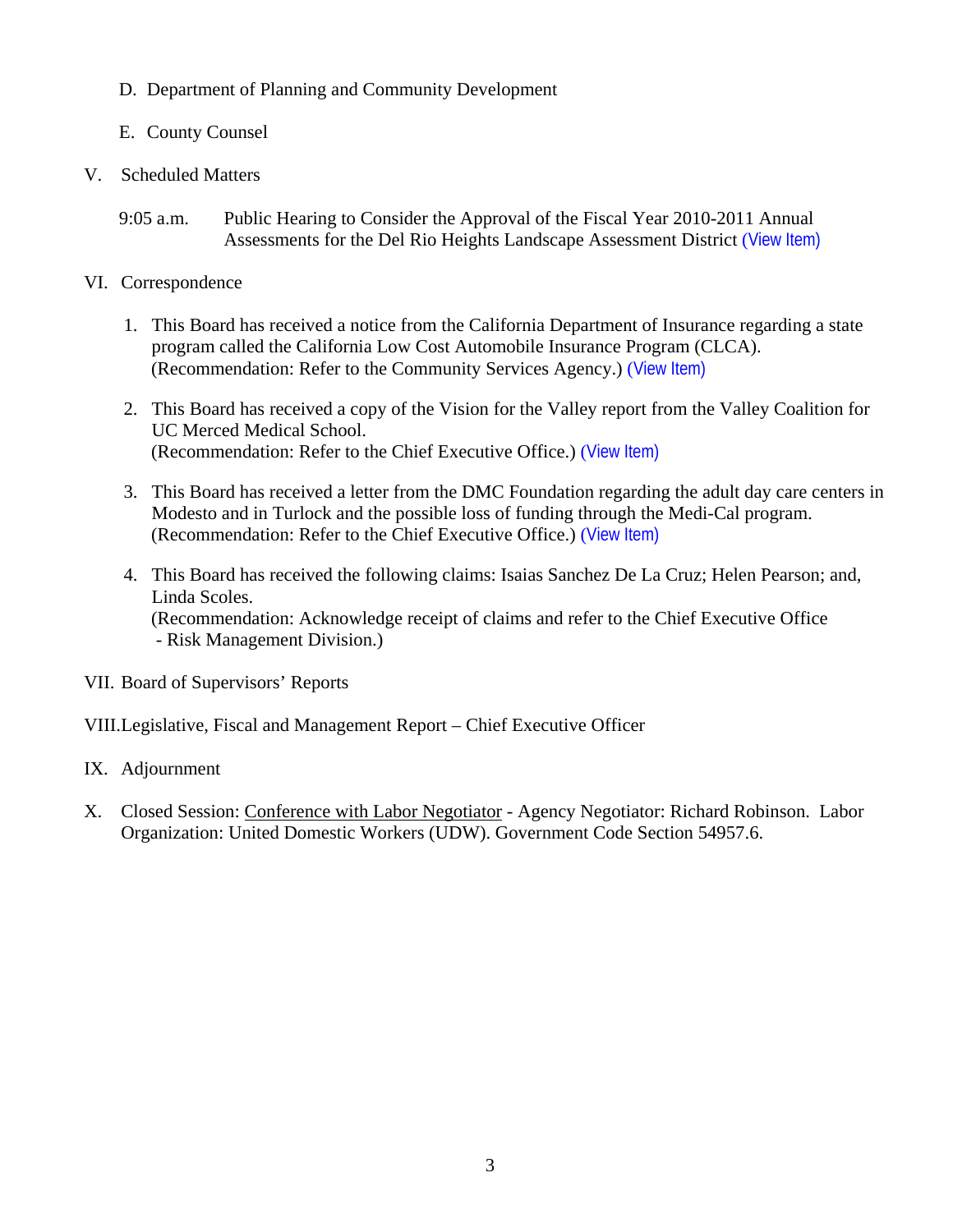D. Department of Planning and Community Development

E. County Counsel

V. Scheduled Matters

9:05 a.m. Public Hearing to Consider the Approval of the Fiscal Year 2010-2011 Annual Assessments for the Del Rio Heights Landscape Assessment District (View Item)

VI. Correspondence

1. This Board has received a notice from the California Department of Insurance regarding a state program called the California Low Cost Automobile Insurance Program (CLCA). (Recommendation: Refer to the Community Services Agency.) (View Item)

2. This Board has received a copy of the Vision for the Valley report from the Valley Coalition for UC Merced Medical School.
(Recommendation: Refer to the Chief Executive Office.) (View Item)

3. This Board has received a letter from the DMC Foundation regarding the adult day care centers in Modesto and in Turlock and the possible loss of funding through the Medi-Cal program.
(Recommendation: Refer to the Chief Executive Office.) (View Item)

4. This Board has received the following claims: Isaias Sanchez De La Cruz; Helen Pearson; and, Linda Scoles.
(Recommendation: Acknowledge receipt of claims and refer to the Chief Executive Office - Risk Management Division.)

VII. Board of Supervisors' Reports

VIII. Legislative, Fiscal and Management Report – Chief Executive Officer

IX. Adjournment

X. Closed Session: Conference with Labor Negotiator - Agency Negotiator: Richard Robinson. Labor Organization: United Domestic Workers (UDW). Government Code Section 54957.6.